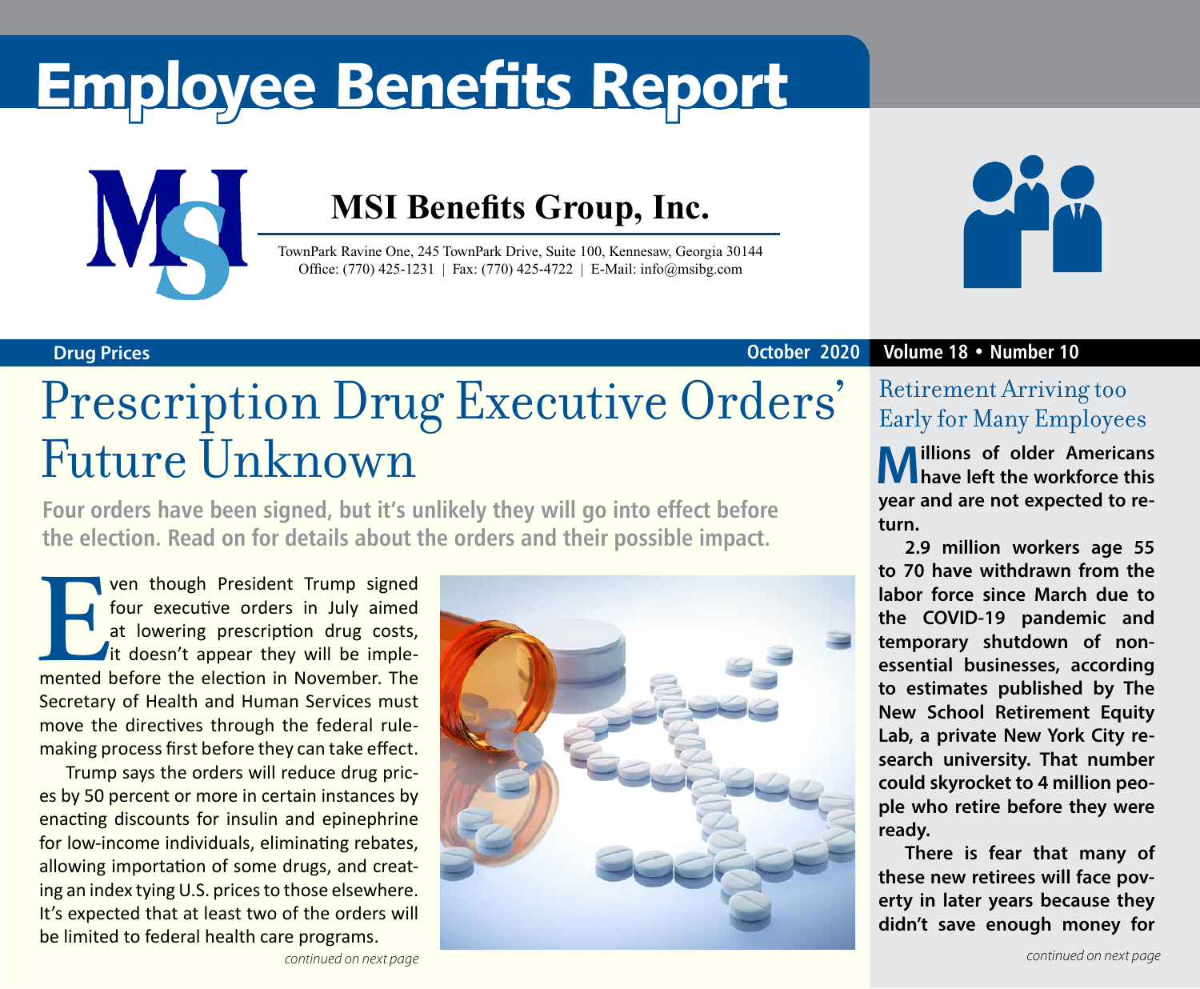# Employee Benefits Report

## MSI Benefits Group, Inc.

TownPark Ravine One, 245 TownPark Drive, Suite 100, Kennesaw, Georgia 30144
Office: (770) 425-1231 | Fax: (770) 425-4722 | E-Mail: info@msibg.com

**Drug Prices** **October 2020** **Volume 18 • Number 10**

# Prescription Drug Executive Orders' Future Unknown

**Four orders have been signed, but it's unlikely they will go into effect before the election. Read on for details about the orders and their possible impact.**

Even though President Trump signed four executive orders in July aimed at lowering prescription drug costs, it doesn't appear they will be implemented before the election in November. The Secretary of Health and Human Services must move the directives through the federal rulemaking process first before they can take effect.

Trump says the orders will reduce drug prices by 50 percent or more in certain instances by enacting discounts for insulin and epinephrine for low-income individuals, eliminating rebates, allowing importation of some drugs, and creating an index tying U.S. prices to those elsewhere. It's expected that at least two of the orders will be limited to federal health care programs.

*continued on next page*

## Retirement Arriving too Early for Many Employees

**Millions of older Americans have left the workforce this year and are not expected to return.**

**2.9 million workers age 55 to 70 have withdrawn from the labor force since March due to the COVID-19 pandemic and temporary shutdown of non-essential businesses, according to estimates published by The New School Retirement Equity Lab, a private New York City research university. That number could skyrocket to 4 million people who retire before they were ready.**

**There is fear that many of these new retirees will face poverty in later years because they didn't save enough money for**

*continued on next page*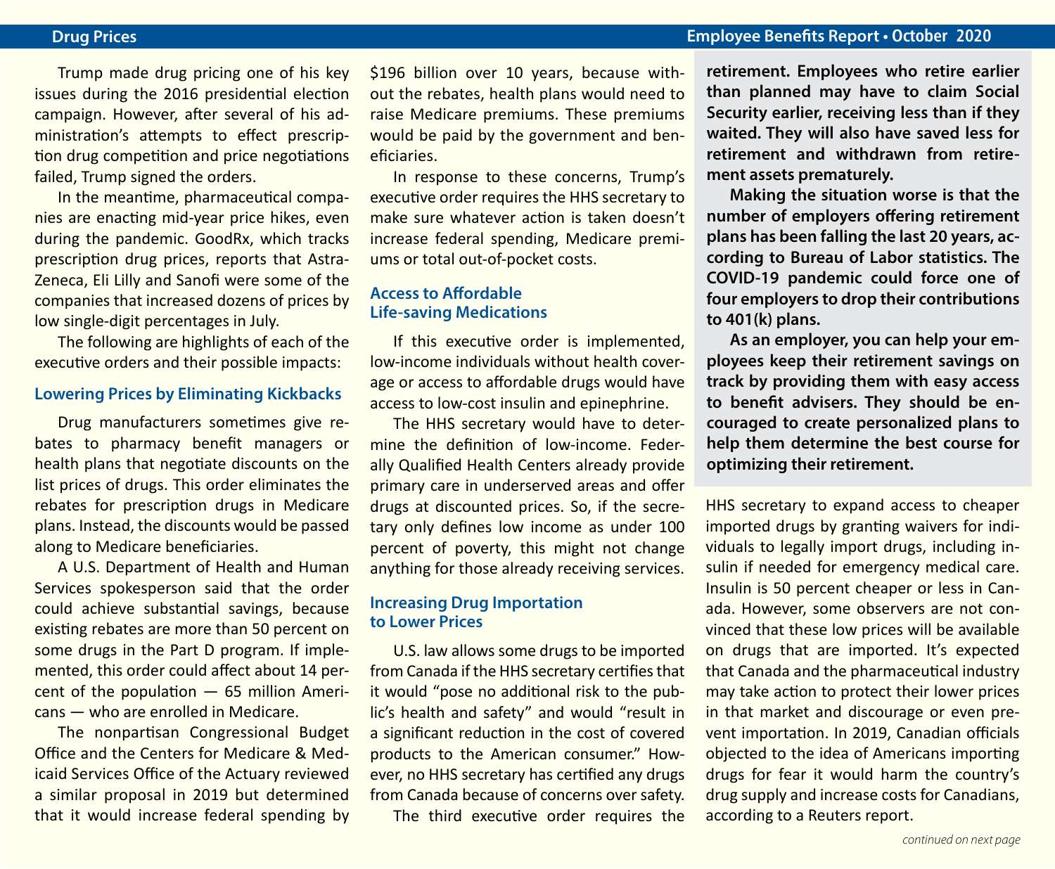Trump made drug pricing one of his key issues during the 2016 presidential election campaign. However, after several of his administration's attempts to effect prescription drug competition and price negotiations failed, Trump signed the orders.

In the meantime, pharmaceutical companies are enacting mid-year price hikes, even during the pandemic. GoodRx, which tracks prescription drug prices, reports that AstraZeneca, Eli Lilly and Sanofi were some of the companies that increased dozens of prices by low single-digit percentages in July.

The following are highlights of each of the executive orders and their possible impacts:

### Lowering Prices by Eliminating Kickbacks

Drug manufacturers sometimes give rebates to pharmacy benefit managers or health plans that negotiate discounts on the list prices of drugs. This order eliminates the rebates for prescription drugs in Medicare plans. Instead, the discounts would be passed along to Medicare beneficiaries.

A U.S. Department of Health and Human Services spokesperson said that the order could achieve substantial savings, because existing rebates are more than 50 percent on some drugs in the Part D program. If implemented, this order could affect about 14 percent of the population — 65 million Americans — who are enrolled in Medicare.

The nonpartisan Congressional Budget Office and the Centers for Medicare & Medicaid Services Office of the Actuary reviewed a similar proposal in 2019 but determined that it would increase federal spending by $196 billion over 10 years, because without the rebates, health plans would need to raise Medicare premiums. These premiums would be paid by the government and beneficiaries.

In response to these concerns, Trump's executive order requires the HHS secretary to make sure whatever action is taken doesn't increase federal spending, Medicare premiums or total out-of-pocket costs.

### Access to Affordable Life-saving Medications

If this executive order is implemented, low-income individuals without health coverage or access to affordable drugs would have access to low-cost insulin and epinephrine.

The HHS secretary would have to determine the definition of low-income. Federally Qualified Health Centers already provide primary care in underserved areas and offer drugs at discounted prices. So, if the secretary only defines low income as under 100 percent of poverty, this might not change anything for those already receiving services.

### Increasing Drug Importation to Lower Prices

U.S. law allows some drugs to be imported from Canada if the HHS secretary certifies that it would "pose no additional risk to the public's health and safety" and would "result in a significant reduction in the cost of covered products to the American consumer." However, no HHS secretary has certified any drugs from Canada because of concerns over safety.

The third executive order requires the HHS secretary to expand access to cheaper imported drugs by granting waivers for individuals to legally import drugs, including insulin if needed for emergency medical care. Insulin is 50 percent cheaper or less in Canada. However, some observers are not convinced that these low prices will be available on drugs that are imported. It's expected that Canada and the pharmaceutical industry may take action to protect their lower prices in that market and discourage or even prevent importation. In 2019, Canadian officials objected to the idea of Americans importing drugs for fear it would harm the country's drug supply and increase costs for Canadians, according to a Reuters report.

**retirement. Employees who retire earlier than planned may have to claim Social Security earlier, receiving less than if they waited. They will also have saved less for retirement and withdrawn from retirement assets prematurely.**

**Making the situation worse is that the number of employers offering retirement plans has been falling the last 20 years, according to Bureau of Labor statistics. The COVID-19 pandemic could force one of four employers to drop their contributions to 401(k) plans.**

**As an employer, you can help your employees keep their retirement savings on track by providing them with easy access to benefit advisers. They should be encouraged to create personalized plans to help them determine the best course for optimizing their retirement.**

*continued on next page*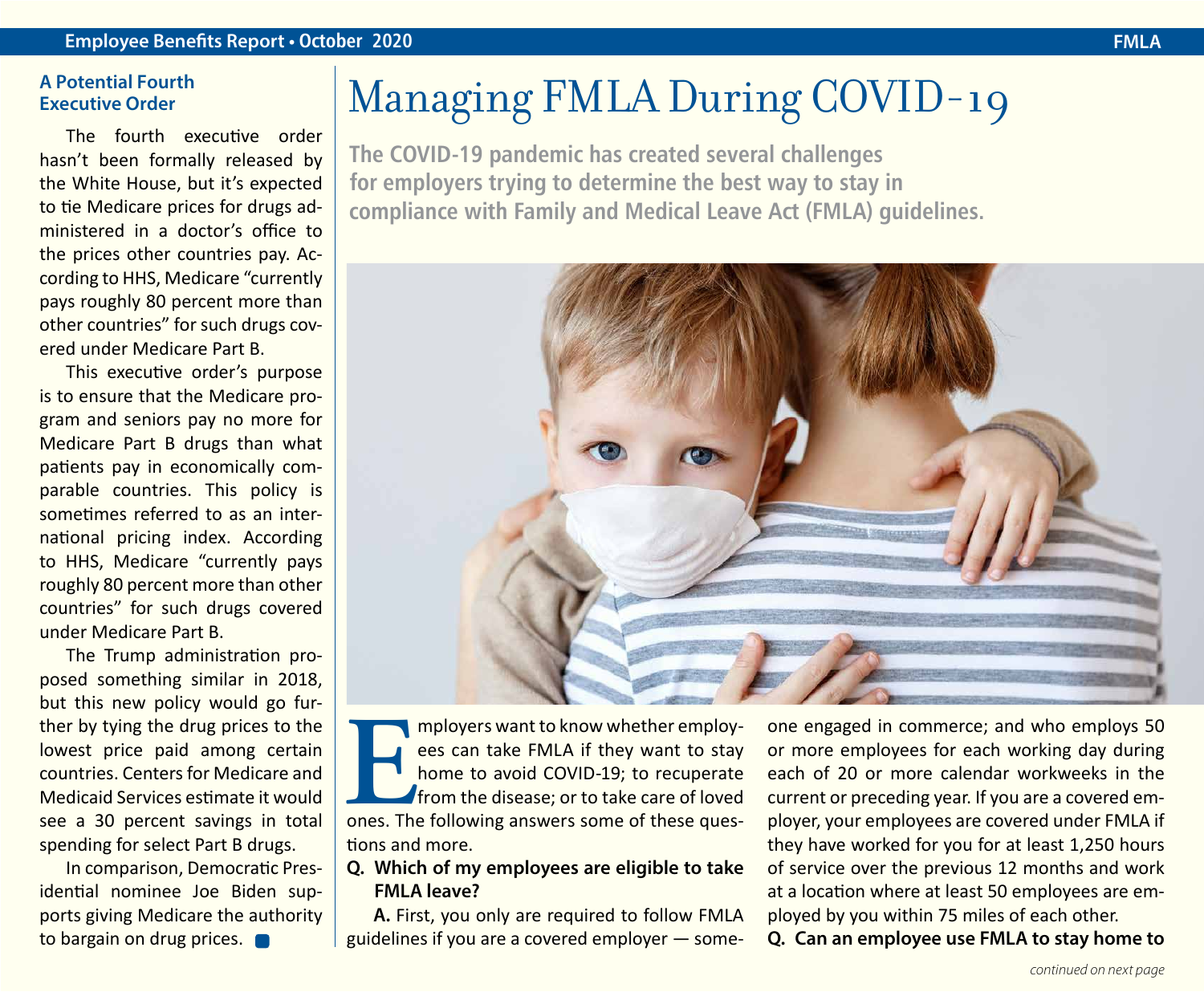## A Potential Fourth Executive Order

The fourth executive order hasn't been formally released by the White House, but it's expected to tie Medicare prices for drugs administered in a doctor's office to the prices other countries pay. According to HHS, Medicare "currently pays roughly 80 percent more than other countries" for such drugs covered under Medicare Part B.

This executive order's purpose is to ensure that the Medicare program and seniors pay no more for Medicare Part B drugs than what patients pay in economically comparable countries. This policy is sometimes referred to as an international pricing index. According to HHS, Medicare "currently pays roughly 80 percent more than other countries" for such drugs covered under Medicare Part B.

The Trump administration proposed something similar in 2018, but this new policy would go further by tying the drug prices to the lowest price paid among certain countries. Centers for Medicare and Medicaid Services estimate it would see a 30 percent savings in total spending for select Part B drugs.

In comparison, Democratic Presidential nominee Joe Biden supports giving Medicare the authority to bargain on drug prices.

# Managing FMLA During COVID-19

**The COVID-19 pandemic has created several challenges for employers trying to determine the best way to stay in compliance with Family and Medical Leave Act (FMLA) guidelines.**

Employers want to know whether employees can take FMLA if they want to stay home to avoid COVID-19; to recuperate from the disease; or to take care of loved ones. The following answers some of these questions and more.

**Q. Which of my employees are eligible to take FMLA leave?**

**A.** First, you only are required to follow FMLA guidelines if you are a covered employer — someone engaged in commerce; and who employs 50 or more employees for each working day during each of 20 or more calendar workweeks in the current or preceding year. If you are a covered employer, your employees are covered under FMLA if they have worked for you for at least 1,250 hours of service over the previous 12 months and work at a location where at least 50 employees are employed by you within 75 miles of each other.

**Q. Can an employee use FMLA to stay home to**

*continued on next page*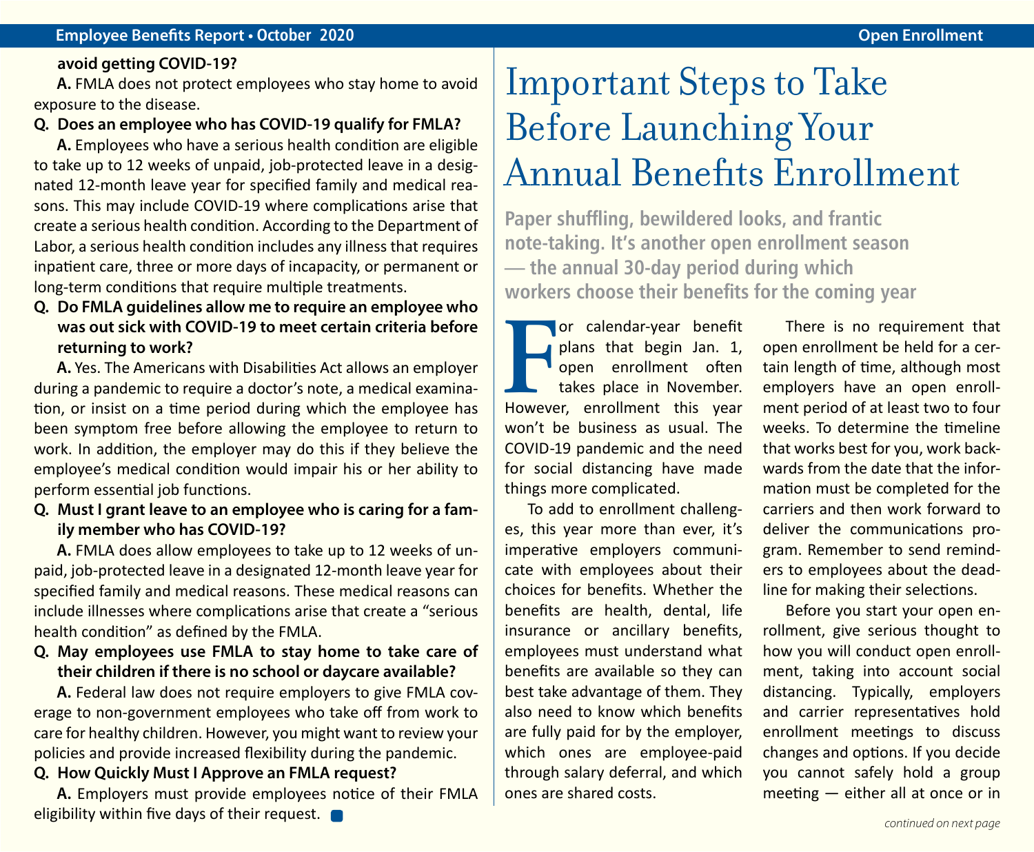**avoid getting COVID-19?**

**A.** FMLA does not protect employees who stay home to avoid exposure to the disease.

**Q. Does an employee who has COVID-19 qualify for FMLA?**

**A.** Employees who have a serious health condition are eligible to take up to 12 weeks of unpaid, job-protected leave in a designated 12-month leave year for specified family and medical reasons. This may include COVID-19 where complications arise that create a serious health condition. According to the Department of Labor, a serious health condition includes any illness that requires inpatient care, three or more days of incapacity, or permanent or long-term conditions that require multiple treatments.

**Q. Do FMLA guidelines allow me to require an employee who was out sick with COVID-19 to meet certain criteria before returning to work?**

**A.** Yes. The Americans with Disabilities Act allows an employer during a pandemic to require a doctor's note, a medical examination, or insist on a time period during which the employee has been symptom free before allowing the employee to return to work. In addition, the employer may do this if they believe the employee's medical condition would impair his or her ability to perform essential job functions.

**Q. Must I grant leave to an employee who is caring for a family member who has COVID-19?**

**A.** FMLA does allow employees to take up to 12 weeks of unpaid, job-protected leave in a designated 12-month leave year for specified family and medical reasons. These medical reasons can include illnesses where complications arise that create a "serious health condition" as defined by the FMLA.

**Q. May employees use FMLA to stay home to take care of their children if there is no school or daycare available?**

**A.** Federal law does not require employers to give FMLA coverage to non-government employees who take off from work to care for healthy children. However, you might want to review your policies and provide increased flexibility during the pandemic.

**Q. How Quickly Must I Approve an FMLA request?**

**A.** Employers must provide employees notice of their FMLA eligibility within five days of their request.

# Important Steps to Take Before Launching Your Annual Benefits Enrollment

**Paper shuffling, bewildered looks, and frantic note-taking. It's another open enrollment season — the annual 30-day period during which workers choose their benefits for the coming year**

For calendar-year benefit plans that begin Jan. 1, open enrollment often takes place in November. However, enrollment this year won't be business as usual. The COVID-19 pandemic and the need for social distancing have made things more complicated.

To add to enrollment challenges, this year more than ever, it's imperative employers communicate with employees about their choices for benefits. Whether the benefits are health, dental, life insurance or ancillary benefits, employees must understand what benefits are available so they can best take advantage of them. They also need to know which benefits are fully paid for by the employer, which ones are employee-paid through salary deferral, and which ones are shared costs.

There is no requirement that open enrollment be held for a certain length of time, although most employers have an open enrollment period of at least two to four weeks. To determine the timeline that works best for you, work backwards from the date that the information must be completed for the carriers and then work forward to deliver the communications program. Remember to send reminders to employees about the deadline for making their selections.

Before you start your open enrollment, give serious thought to how you will conduct open enrollment, taking into account social distancing. Typically, employers and carrier representatives hold enrollment meetings to discuss changes and options. If you decide you cannot safely hold a group meeting — either all at once or in

*continued on next page*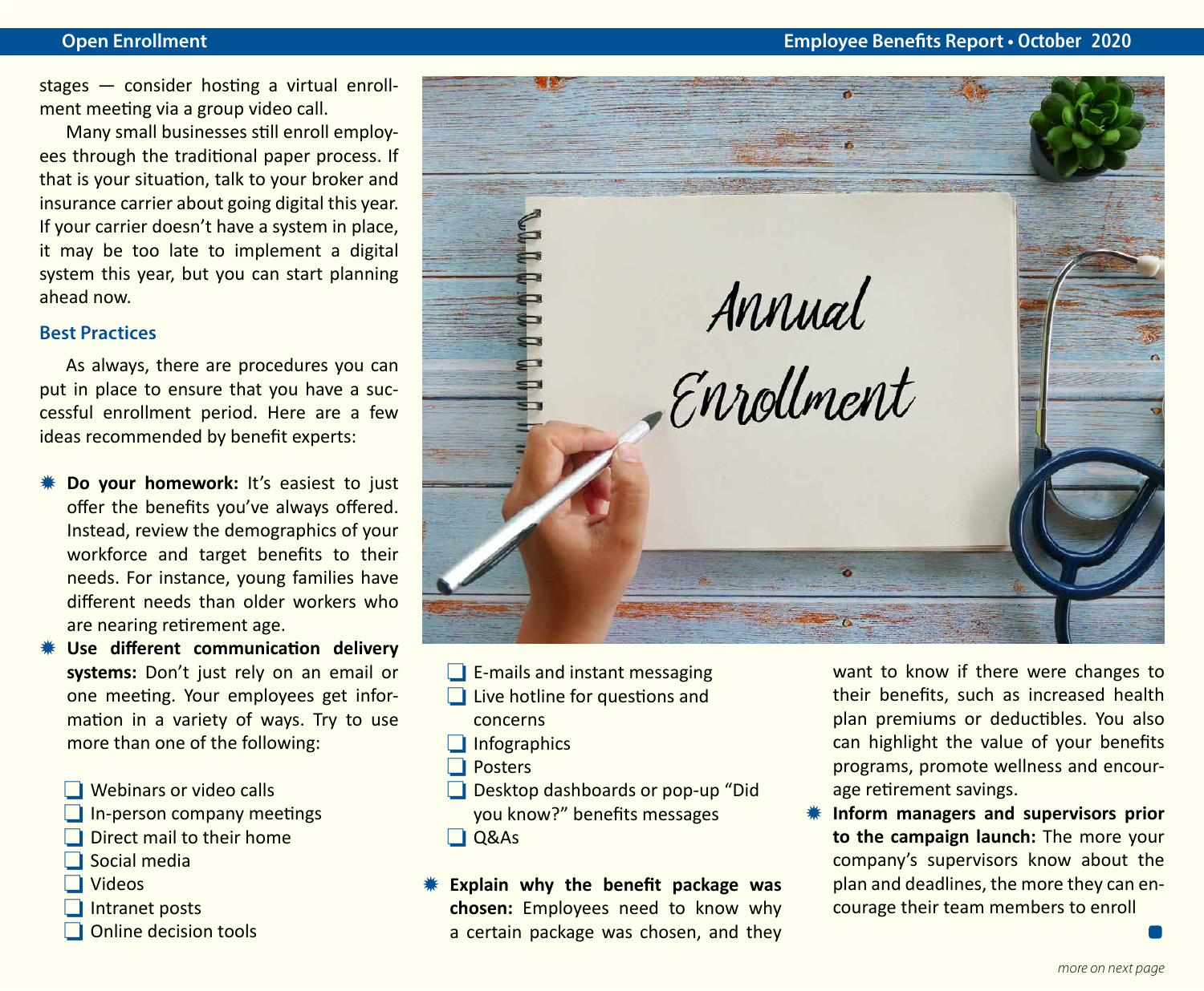stages — consider hosting a virtual enrollment meeting via a group video call.

Many small businesses still enroll employees through the traditional paper process. If that is your situation, talk to your broker and insurance carrier about going digital this year. If your carrier doesn't have a system in place, it may be too late to implement a digital system this year, but you can start planning ahead now.

## Best Practices

As always, there are procedures you can put in place to ensure that you have a successful enrollment period. Here are a few ideas recommended by benefit experts:

- **Do your homework:** It's easiest to just offer the benefits you've always offered. Instead, review the demographics of your workforce and target benefits to their needs. For instance, young families have different needs than older workers who are nearing retirement age.
- **Use different communication delivery systems:** Don't just rely on an email or one meeting. Your employees get information in a variety of ways. Try to use more than one of the following:
  - Webinars or video calls
  - In-person company meetings
  - Direct mail to their home
  - Social media
  - Videos
  - Intranet posts
  - Online decision tools
  - E-mails and instant messaging
  - Live hotline for questions and concerns
  - Infographics
  - Posters
  - Desktop dashboards or pop-up "Did you know?" benefits messages
  - Q&As
- **Explain why the benefit package was chosen:** Employees need to know why a certain package was chosen, and they want to know if there were changes to their benefits, such as increased health plan premiums or deductibles. You also can highlight the value of your benefits programs, promote wellness and encourage retirement savings.
- **Inform managers and supervisors prior to the campaign launch:** The more your company's supervisors know about the plan and deadlines, the more they can encourage their team members to enroll

*more on next page*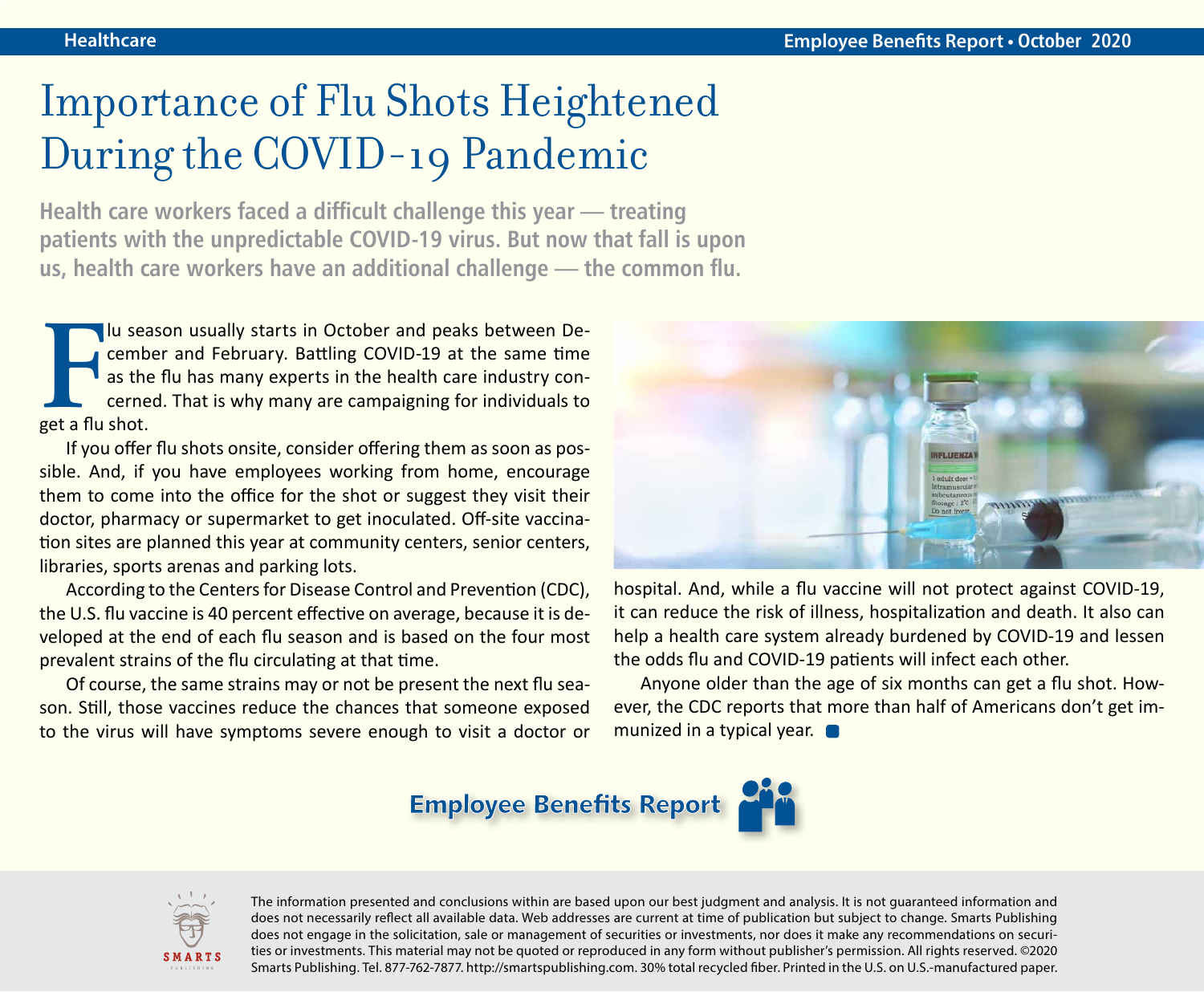Healthcare

# Importance of Flu Shots Heightened During the COVID-19 Pandemic

**Health care workers faced a difficult challenge this year — treating patients with the unpredictable COVID-19 virus. But now that fall is upon us, health care workers have an additional challenge — the common flu.**

Flu season usually starts in October and peaks between December and February. Battling COVID-19 at the same time as the flu has many experts in the health care industry concerned. That is why many are campaigning for individuals to get a flu shot.

If you offer flu shots onsite, consider offering them as soon as possible. And, if you have employees working from home, encourage them to come into the office for the shot or suggest they visit their doctor, pharmacy or supermarket to get inoculated. Off-site vaccination sites are planned this year at community centers, senior centers, libraries, sports arenas and parking lots.

According to the Centers for Disease Control and Prevention (CDC), the U.S. flu vaccine is 40 percent effective on average, because it is developed at the end of each flu season and is based on the four most prevalent strains of the flu circulating at that time.

Of course, the same strains may or not be present the next flu season. Still, those vaccines reduce the chances that someone exposed to the virus will have symptoms severe enough to visit a doctor or hospital. And, while a flu vaccine will not protect against COVID-19, it can reduce the risk of illness, hospitalization and death. It also can help a health care system already burdened by COVID-19 and lessen the odds flu and COVID-19 patients will infect each other.

Anyone older than the age of six months can get a flu shot. However, the CDC reports that more than half of Americans don't get immunized in a typical year.

**Employee Benefits Report**

The information presented and conclusions within are based upon our best judgment and analysis. It is not guaranteed information and does not necessarily reflect all available data. Web addresses are current at time of publication but subject to change. Smarts Publishing does not engage in the solicitation, sale or management of securities or investments, nor does it make any recommendations on securities or investments. This material may not be quoted or reproduced in any form without publisher's permission. All rights reserved. ©2020 Smarts Publishing. Tel. 877-762-7877. http://smartspublishing.com. 30% total recycled fiber. Printed in the U.S. on U.S.-manufactured paper.